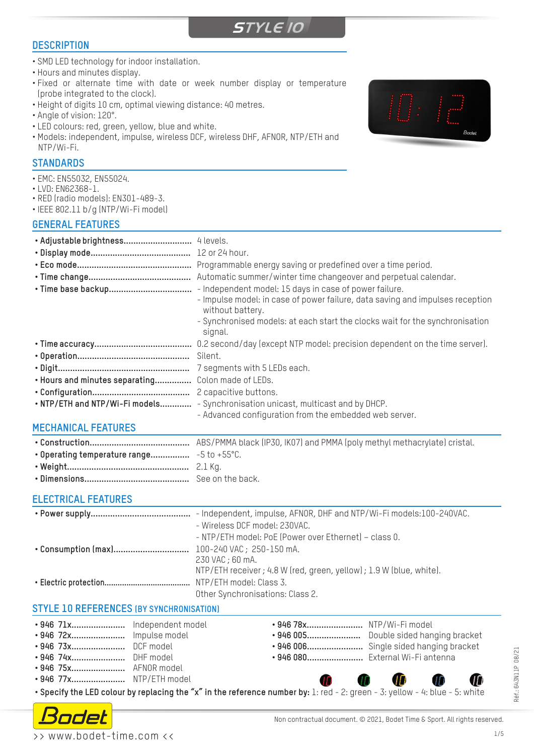# STYLE 10

## DESCRIPTION

- SMD LED technology for indoor installation.
- Hours and minutes display.
- Fixed or alternate time with date or week number display or temperature (probe integrated to the clock).
- Height of digits 10 cm, optimal viewing distance: 40 metres.
- Angle of vision: 120°.
- LED colours: red, green, yellow, blue and white.
- Models: independent, impulse, wireless DCF, wireless DHF, AFNOR, NTP/ETH and NTP/Wi-Fi.

## STANDARDS

- EMC: EN55032, EN55024.
- LVD: EN62368-1.
- RED (radio models): EN301-489-3.
- IEEE 802.11 b/g (NTP/Wi-Fi model)

## GENERAL FEATURES

- **Adjustable brightness**............................ 4 levels.
- **Display mode**......................................... 12 or 24 hour.
- **Eco mode**............................................... Programmable energy saving or predefined over a time period.
- **Time change**.......................................... Automatic summer/winter time changeover and perpetual calendar.
- **Time base backup**................................. 
  - Independent model: 15 days in case of power failure.
  - Impulse model: in case of power failure, data saving and impulses reception without battery.
  - Synchronised models: at each start the clocks wait for the synchronisation signal.
- **Time accuracy**....................................... 0.2 second/day (except NTP model: precision dependent on the time server).
- **Operation**............................................... Silent.
- **Digit**........................................................ 7 segments with 5 LEDs each.
- **Hours and minutes separating**............... Colon made of LEDs.
- **Configuration**........................................ 2 capacitive buttons.
- **NTP/ETH and NTP/Wi-Fi models**............. 
  - Synchronisation unicast, multicast and by DHCP.
  - Advanced configuration from the embedded web server.

## MECHANICAL FEATURES

- **Construction**......................................... ABS/PMMA black (IP30, IK07) and PMMA (poly methyl methacrylate) cristal.
- **Operating temperature range**................ -5 to +55°C.
- **Weight**................................................... 2.1 Kg.
- **Dimensions**............................................ See on the back.

## ELECTRICAL FEATURES

- **Power supply**.......................................... 
  - Independent, impulse, AFNOR, DHF and NTP/Wi-Fi models:100-240VAC.
  - Wireless DCF model: 230VAC.
  - NTP/ETH model: PoE (Power over Ethernet) – class 0.
- **Consumption (max)**................................ 100-240 VAC ; 250-150 mA.
  230 VAC ; 60 mA.
  NTP/ETH receiver ; 4.8 W (red, green, yellow) ; 1.9 W (blue, white).
- **Electric protection**.................................. NTP/ETH model: Class 3.
  Other Synchronisations: Class 2.

## STYLE 10 REFERENCES (BY SYNCHRONISATION)

- **946 71x**...................... Independent model
- **946 72x**...................... Impulse model
- **946 73x**...................... DCF model
- **946 74x**...................... DHF model
- **946 75x**...................... AFNOR model
- **946 77x**...................... NTP/ETH model
- **946 78x**...................... NTP/Wi-Fi model
- **946 005**...................... Double sided hanging bracket
- **946 006**...................... Single sided hanging bracket
- **946 080**...................... External Wi-Fi antenna

- **Specify the LED colour by replacing the "x" in the reference number by:** 1: red - 2: green - 3: yellow - 4: blue - 5: white

Réf.: 643N11P 08/21

Non contractual document. © 2021, Bodet Time & Sport. All rights reserved.

>> www.bodet-time.com <<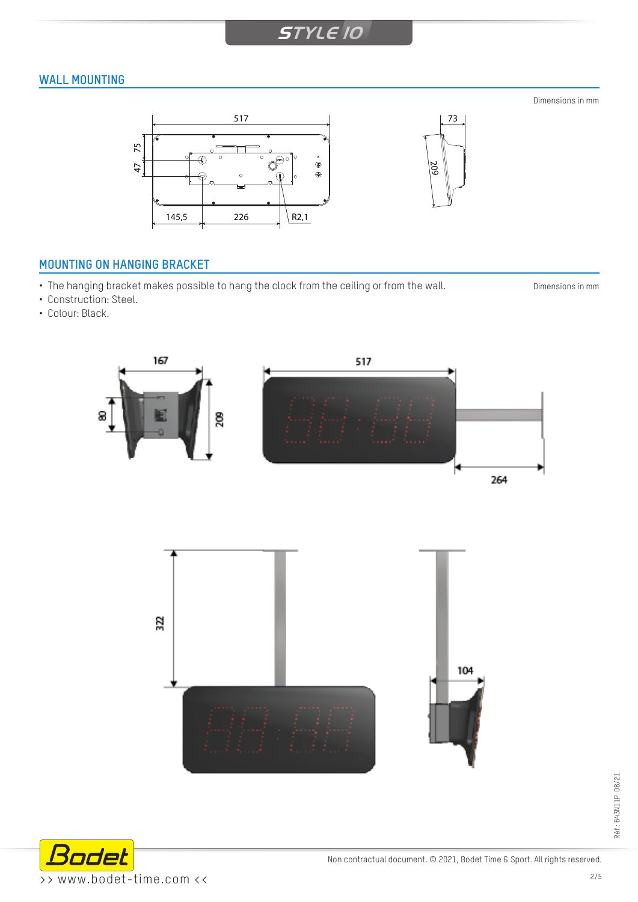## WALL MOUNTING

Dimensions in mm

517

75

47

145,5

226

R2,1

73

209

## MOUNTING ON HANGING BRACKET

- The hanging bracket makes possible to hang the clock from the ceiling or from the wall.
- Construction: Steel.
- Colour: Black.

Dimensions in mm

167

80

209

517

264

322

104

Réf.: 643N11P 08/21

Non contractual document. © 2021, Bodet Time & Sport. All rights reserved.

>> www.bodet-time.com <<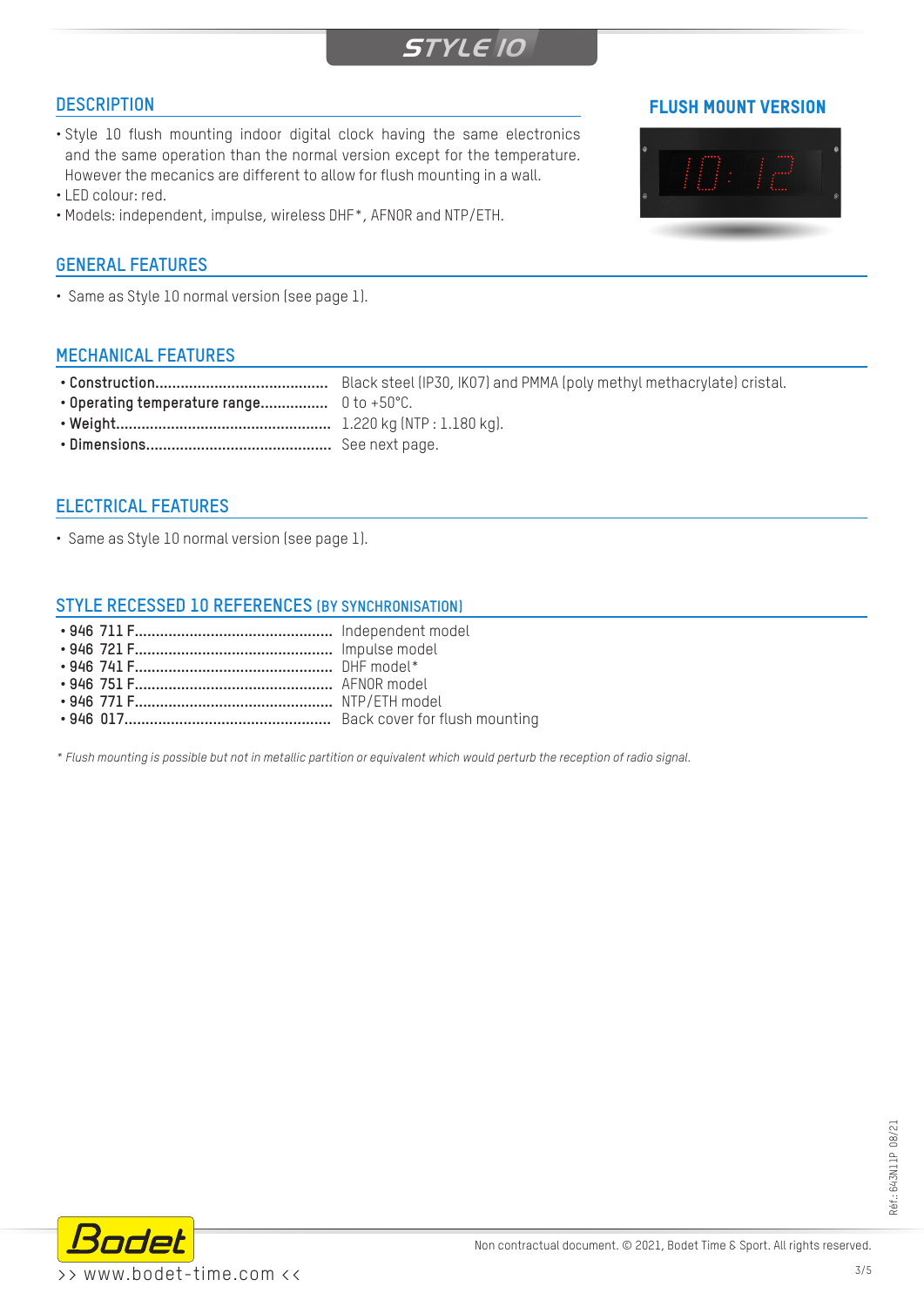# STYLE 10

## DESCRIPTION

- Style 10 flush mounting indoor digital clock having the same electronics and the same operation than the normal version except for the temperature. However the mecanics are different to allow for flush mounting in a wall.
- LED colour: red.
- Models: independent, impulse, wireless DHF*, AFNOR and NTP/ETH.

## FLUSH MOUNT VERSION

## GENERAL FEATURES

- Same as Style 10 normal version (see page 1).

## MECHANICAL FEATURES

- **Construction.........................................** Black steel (IP30, IK07) and PMMA (poly methyl methacrylate) cristal.
- **Operating temperature range................** 0 to +50°C.
- **Weight..................................................** 1.220 kg (NTP : 1.180 kg).
- **Dimensions...........................................** See next page.

## ELECTRICAL FEATURES

- Same as Style 10 normal version (see page 1).

## STYLE RECESSED 10 REFERENCES (BY SYNCHRONISATION)

- **946 711 F...............................................** Independent model
- **946 721 F...............................................** Impulse model
- **946 741 F...............................................** DHF model*
- **946 751 F...............................................** AFNOR model
- **946 771 F...............................................** NTP/ETH model
- **946 017.................................................** Back cover for flush mounting

*\* Flush mounting is possible but not in metallic partition or equivalent which would perturb the reception of radio signal.*

Réf.: 643N11P 08/21

Non contractual document. © 2021, Bodet Time & Sport. All rights reserved.

Bodet

>> www.bodet-time.com <<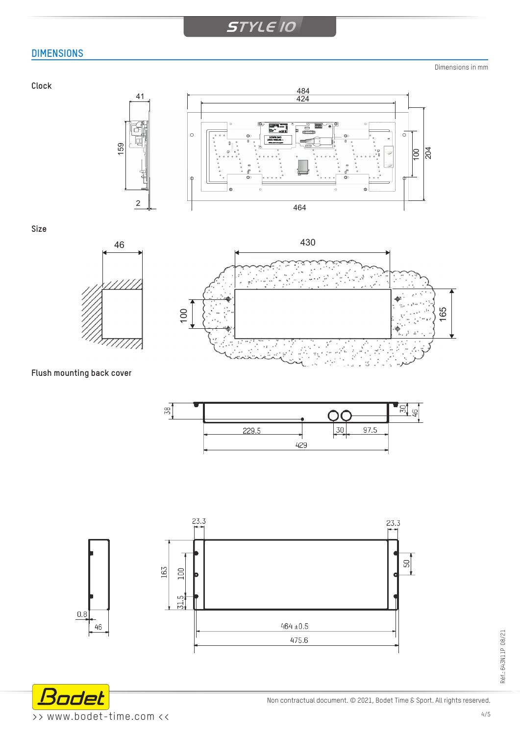## DIMENSIONS

Dimensions in mm

**Clock**

41
159
2
484
424
100
204
464

**Size**

46
430
100
165

**Flush mounting back cover**

38
229.5
30
97.5
30
46
429

23.3
23.3
163
100
31.5
50
0.8
46
464 ±0.5
475.6

Réf.: 643N11P 08/21

>> www.bodet-time.com <<

Non contractual document. © 2021, Bodet Time & Sport. All rights reserved.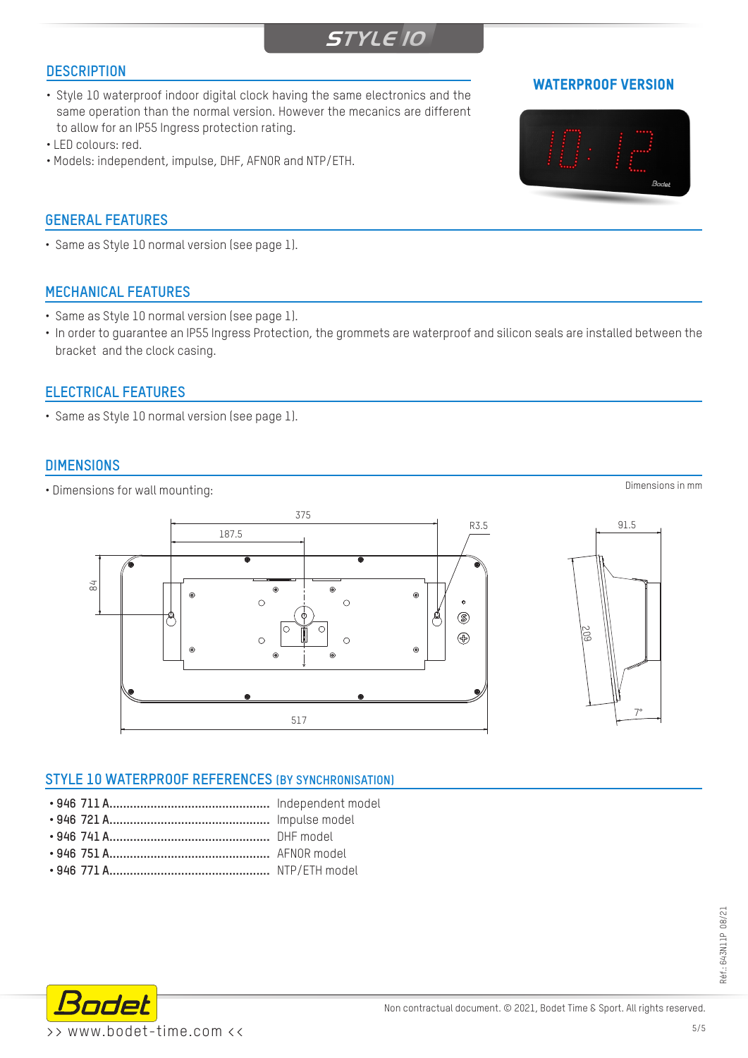# STYLE 10

## DESCRIPTION

- Style 10 waterproof indoor digital clock having the same electronics and the same operation than the normal version. However the mecanics are different to allow for an IP55 Ingress protection rating.
- LED colours: red.
- Models: independent, impulse, DHF, AFNOR and NTP/ETH.

## WATERPROOF VERSION

## GENERAL FEATURES

- Same as Style 10 normal version (see page 1).

## MECHANICAL FEATURES

- Same as Style 10 normal version (see page 1).
- In order to guarantee an IP55 Ingress Protection, the grommets are waterproof and silicon seals are installed between the bracket and the clock casing.

## ELECTRICAL FEATURES

- Same as Style 10 normal version (see page 1).

## DIMENSIONS

- Dimensions for wall mounting:

Dimensions in mm

375
187.5
R3.5
84
517
91.5
209
7°

## STYLE 10 WATERPROOF REFERENCES (BY SYNCHRONISATION)

- **946 711 A**............................................. Independent model
- **946 721 A**............................................. Impulse model
- **946 741 A**............................................. DHF model
- **946 751 A**............................................. AFNOR model
- **946 771 A**............................................. NTP/ETH model

Réf.: 643N11P 08/21

Bodet

>> www.bodet-time.com <<

Non contractual document. © 2021, Bodet Time & Sport. All rights reserved.